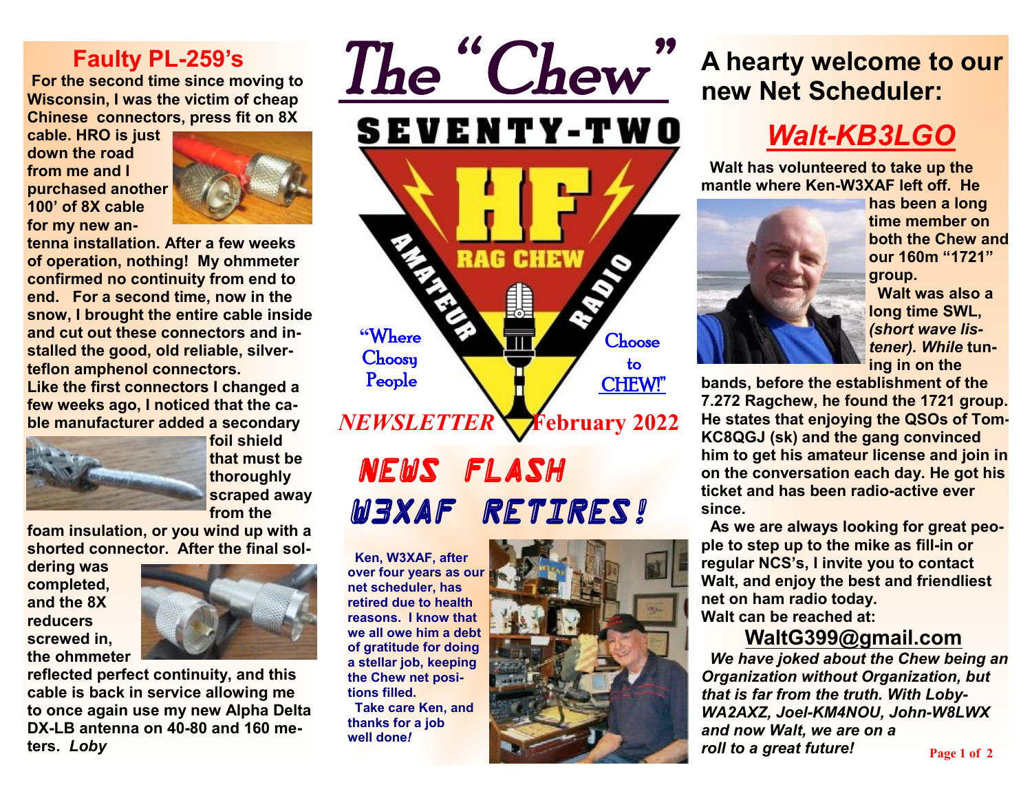# The "Chew"

SEVENTY-TWO

HF RAG CHEW AMATEUR RADIO

"Where Choosy People Choose to CHEW!"

*NEWSLETTER* February 2022

## Faulty PL-259's

For the second time since moving to Wisconsin, I was the victim of cheap Chinese connectors, press fit on 8X cable. HRO is just down the road from me and I purchased another 100' of 8X cable for my new antenna installation. After a few weeks of operation, nothing! My ohmmeter confirmed no continuity from end to end. For a second time, now in the snow, I brought the entire cable inside and cut out these connectors and installed the good, old reliable, silver-teflon amphenol connectors.

Like the first connectors I changed a few weeks ago, I noticed that the cable manufacturer added a secondary foil shield that must be thoroughly scraped away from the foam insulation, or you wind up with a shorted connector. After the final soldering was completed, and the 8X reducers screwed in, the ohmmeter reflected perfect continuity, and this cable is back in service allowing me to once again use my new Alpha Delta DX-LB antenna on 40-80 and 160 meters. *Loby*

## NEWS FLASH W3XAF RETIRES!

Ken, W3XAF, after over four years as our net scheduler, has retired due to health reasons. I know that we all owe him a debt of gratitude for doing a stellar job, keeping the Chew net positions filled.

Take care Ken, and thanks for a job well done*!*

## A hearty welcome to our new Net Scheduler:

## *Walt-KB3LGO*

Walt has volunteered to take up the mantle where Ken-W3XAF left off. He has been a long time member on both the Chew and our 160m "1721" group.

Walt was also a long time SWL, *(short wave listener). While* tuning in on the bands, before the establishment of the 7.272 Ragchew, he found the 1721 group. He states that enjoying the QSOs of Tom-KC8QGJ (sk) and the gang convinced him to get his amateur license and join in on the conversation each day. He got his ticket and has been radio-active ever since.

As we are always looking for great people to step up to the mike as fill-in or regular NCS's, I invite you to contact Walt, and enjoy the best and friendliest net on ham radio today.

Walt can be reached at:

**WaltG399@gmail.com**

*We have joked about the Chew being an Organization without Organization, but that is far from the truth. With Loby-WA2AXZ, Joel-KM4NOU, John-W8LWX and now Walt, we are on a roll to a great future!*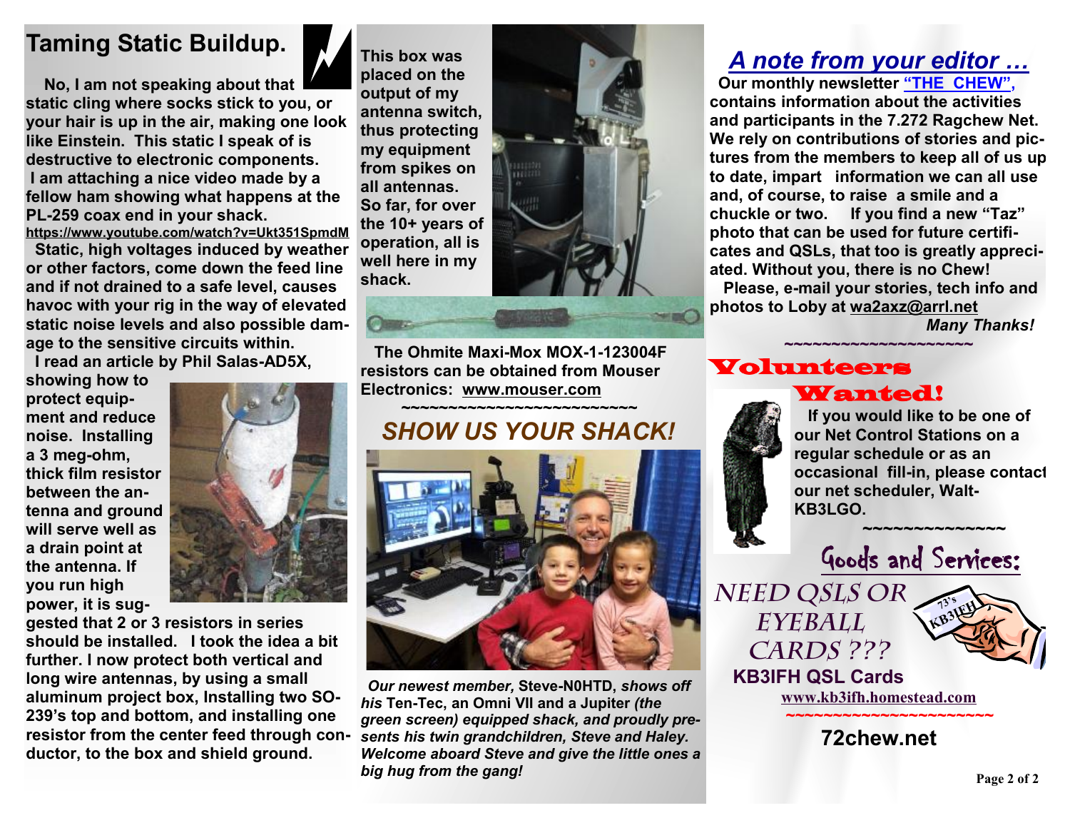## Taming Static Buildup.

No, I am not speaking about that static cling where socks stick to you, or your hair is up in the air, making one look like Einstein. This static I speak of is destructive to electronic components. I am attaching a nice video made by a fellow ham showing what happens at the PL-259 coax end in your shack.

https://www.youtube.com/watch?v=Ukt351SpmdM

Static, high voltages induced by weather or other factors, come down the feed line and if not drained to a safe level, causes havoc with your rig in the way of elevated static noise levels and also possible damage to the sensitive circuits within.

I read an article by Phil Salas-AD5X, showing how to protect equipment and reduce noise. Installing a 3 meg-ohm, thick film resistor between the antenna and ground will serve well as a drain point at the antenna. If you run high power, it is suggested that 2 or 3 resistors in series should be installed. I took the idea a bit further. I now protect both vertical and long wire antennas, by using a small aluminum project box, Installing two SO-239's top and bottom, and installing one resistor from the center feed through conductor, to the box and shield ground.

This box was placed on the output of my antenna switch, thus protecting my equipment from spikes on all antennas. So far, for over the 10+ years of operation, all is well here in my shack.

The Ohmite Maxi-Mox MOX-1-123004F resistors can be obtained from Mouser Electronics: www.mouser.com

~~~~~~~~~~~~~~~~~~~~~~~~~~

## *SHOW US YOUR SHACK!*

*Our newest member,* **Steve-N0HTD,** *shows off his* **Ten-Tec, an Omni VII and a Jupiter** *(the green screen) equipped shack, and proudly presents his twin grandchildren, Steve and Haley. Welcome aboard Steve and give the little ones a big hug from the gang!*

## *A note from your editor …*

Our monthly newsletter **"THE CHEW",** contains information about the activities and participants in the 7.272 Ragchew Net. We rely on contributions of stories and pictures from the members to keep all of us up to date, impart information we can all use and, of course, to raise a smile and a chuckle or two. If you find a new "Taz" photo that can be used for future certificates and QSLs, that too is greatly appreciated. Without you, there is no Chew!

Please, e-mail your stories, tech info and photos to Loby at wa2axz@arrl.net

*Many Thanks!*

~~~~~~~~~~~~~~~~~~~~

## Volunteers Wanted!

If you would like to be one of our Net Control Stations on a regular schedule or as an occasional fill-in, please contact our net scheduler, Walt-KB3LGO.

~~~~~~~~~~~~~~~

## Goods and Services:

NEED QSLS OR EYEBALL CARDS ???

**KB3IFH QSL Cards**

www.kb3ifh.homestead.com

~~~~~~~~~~~~~~~~~~~~~~

**72chew.net**